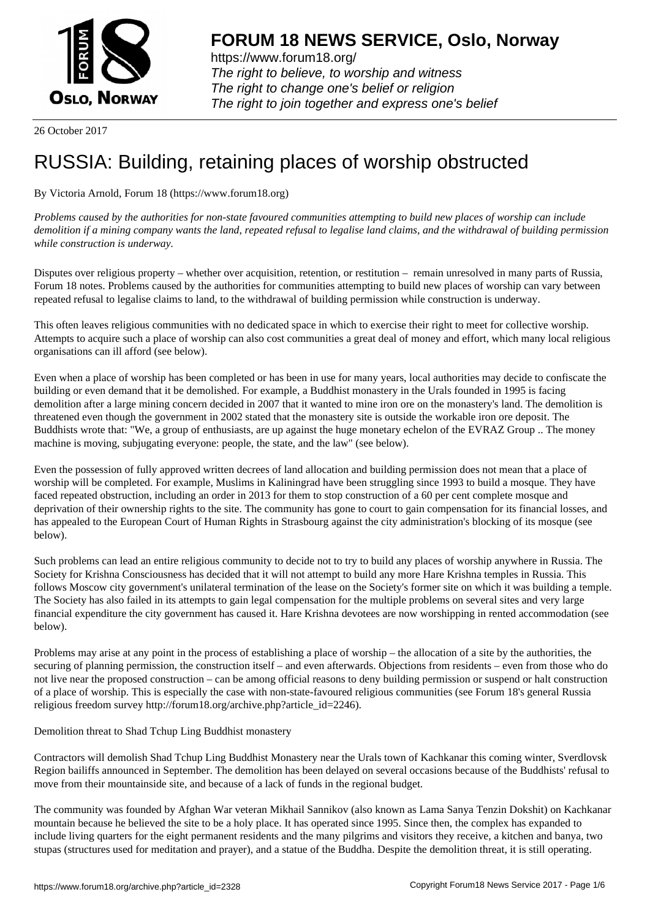# FORUM 18 NEWS SERVICE, Oslo, Norway

https://www.forum18.org/
*The right to believe, to worship and witness*
*The right to change one's belief or religion*
*The right to join together and express one's belief*

26 October 2017

# RUSSIA: Building, retaining places of worship obstructed

By Victoria Arnold, Forum 18 (https://www.forum18.org)

*Problems caused by the authorities for non-state favoured communities attempting to build new places of worship can include demolition if a mining company wants the land, repeated refusal to legalise land claims, and the withdrawal of building permission while construction is underway.*

Disputes over religious property – whether over acquisition, retention, or restitution – remain unresolved in many parts of Russia, Forum 18 notes. Problems caused by the authorities for communities attempting to build new places of worship can vary between repeated refusal to legalise claims to land, to the withdrawal of building permission while construction is underway.

This often leaves religious communities with no dedicated space in which to exercise their right to meet for collective worship. Attempts to acquire such a place of worship can also cost communities a great deal of money and effort, which many local religious organisations can ill afford (see below).

Even when a place of worship has been completed or has been in use for many years, local authorities may decide to confiscate the building or even demand that it be demolished. For example, a Buddhist monastery in the Urals founded in 1995 is facing demolition after a large mining concern decided in 2007 that it wanted to mine iron ore on the monastery's land. The demolition is threatened even though the government in 2002 stated that the monastery site is outside the workable iron ore deposit. The Buddhists wrote that: "We, a group of enthusiasts, are up against the huge monetary echelon of the EVRAZ Group .. The money machine is moving, subjugating everyone: people, the state, and the law" (see below).

Even the possession of fully approved written decrees of land allocation and building permission does not mean that a place of worship will be completed. For example, Muslims in Kaliningrad have been struggling since 1993 to build a mosque. They have faced repeated obstruction, including an order in 2013 for them to stop construction of a 60 per cent complete mosque and deprivation of their ownership rights to the site. The community has gone to court to gain compensation for its financial losses, and has appealed to the European Court of Human Rights in Strasbourg against the city administration's blocking of its mosque (see below).

Such problems can lead an entire religious community to decide not to try to build any places of worship anywhere in Russia. The Society for Krishna Consciousness has decided that it will not attempt to build any more Hare Krishna temples in Russia. This follows Moscow city government's unilateral termination of the lease on the Society's former site on which it was building a temple. The Society has also failed in its attempts to gain legal compensation for the multiple problems on several sites and very large financial expenditure the city government has caused it. Hare Krishna devotees are now worshipping in rented accommodation (see below).

Problems may arise at any point in the process of establishing a place of worship – the allocation of a site by the authorities, the securing of planning permission, the construction itself – and even afterwards. Objections from residents – even from those who do not live near the proposed construction – can be among official reasons to deny building permission or suspend or halt construction of a place of worship. This is especially the case with non-state-favoured religious communities (see Forum 18's general Russia religious freedom survey http://forum18.org/archive.php?article_id=2246).

## Demolition threat to Shad Tchup Ling Buddhist monastery

Contractors will demolish Shad Tchup Ling Buddhist Monastery near the Urals town of Kachkanar this coming winter, Sverdlovsk Region bailiffs announced in September. The demolition has been delayed on several occasions because of the Buddhists' refusal to move from their mountainside site, and because of a lack of funds in the regional budget.

The community was founded by Afghan War veteran Mikhail Sannikov (also known as Lama Sanya Tenzin Dokshit) on Kachkanar mountain because he believed the site to be a holy place. It has operated since 1995. Since then, the complex has expanded to include living quarters for the eight permanent residents and the many pilgrims and visitors they receive, a kitchen and banya, two stupas (structures used for meditation and prayer), and a statue of the Buddha. Despite the demolition threat, it is still operating.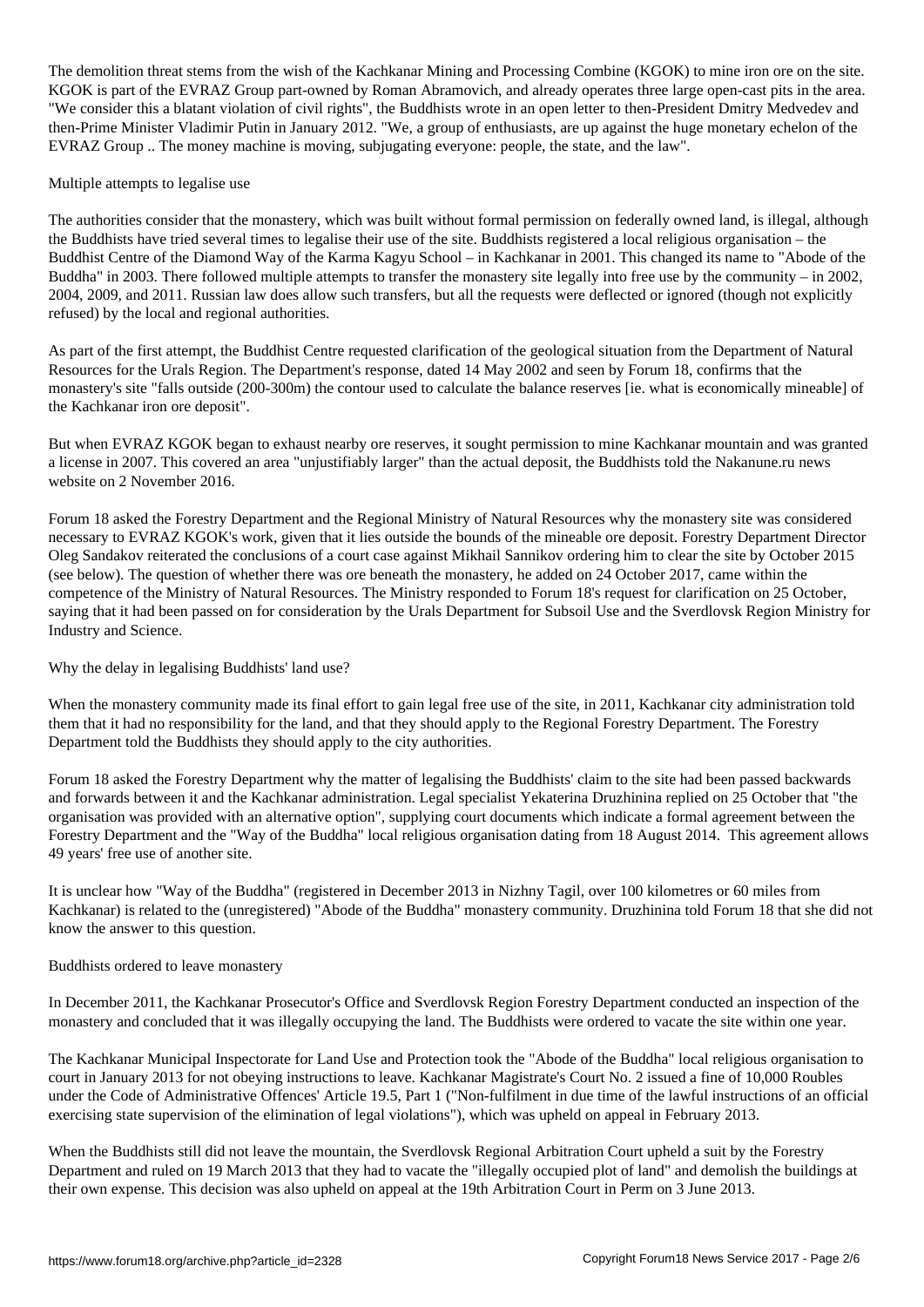The demolition threat stems from the wish of the Kachkanar Mining and Processing Combine (KGOK) to mine iron ore on the site. KGOK is part of the EVRAZ Group part-owned by Roman Abramovich, and already operates three large open-cast pits in the area. "We consider this a blatant violation of civil rights", the Buddhists wrote in an open letter to then-President Dmitry Medvedev and then-Prime Minister Vladimir Putin in January 2012. "We, a group of enthusiasts, are up against the huge monetary echelon of the EVRAZ Group .. The money machine is moving, subjugating everyone: people, the state, and the law".

## Multiple attempts to legalise use

The authorities consider that the monastery, which was built without formal permission on federally owned land, is illegal, although the Buddhists have tried several times to legalise their use of the site. Buddhists registered a local religious organisation – the Buddhist Centre of the Diamond Way of the Karma Kagyu School – in Kachkanar in 2001. This changed its name to "Abode of the Buddha" in 2003. There followed multiple attempts to transfer the monastery site legally into free use by the community – in 2002, 2004, 2009, and 2011. Russian law does allow such transfers, but all the requests were deflected or ignored (though not explicitly refused) by the local and regional authorities.

As part of the first attempt, the Buddhist Centre requested clarification of the geological situation from the Department of Natural Resources for the Urals Region. The Department's response, dated 14 May 2002 and seen by Forum 18, confirms that the monastery's site "falls outside (200-300m) the contour used to calculate the balance reserves [ie. what is economically mineable] of the Kachkanar iron ore deposit".

But when EVRAZ KGOK began to exhaust nearby ore reserves, it sought permission to mine Kachkanar mountain and was granted a license in 2007. This covered an area "unjustifiably larger" than the actual deposit, the Buddhists told the Nakanune.ru news website on 2 November 2016.

Forum 18 asked the Forestry Department and the Regional Ministry of Natural Resources why the monastery site was considered necessary to EVRAZ KGOK's work, given that it lies outside the bounds of the mineable ore deposit. Forestry Department Director Oleg Sandakov reiterated the conclusions of a court case against Mikhail Sannikov ordering him to clear the site by October 2015 (see below). The question of whether there was ore beneath the monastery, he added on 24 October 2017, came within the competence of the Ministry of Natural Resources. The Ministry responded to Forum 18's request for clarification on 25 October, saying that it had been passed on for consideration by the Urals Department for Subsoil Use and the Sverdlovsk Region Ministry for Industry and Science.

## Why the delay in legalising Buddhists' land use?

When the monastery community made its final effort to gain legal free use of the site, in 2011, Kachkanar city administration told them that it had no responsibility for the land, and that they should apply to the Regional Forestry Department. The Forestry Department told the Buddhists they should apply to the city authorities.

Forum 18 asked the Forestry Department why the matter of legalising the Buddhists' claim to the site had been passed backwards and forwards between it and the Kachkanar administration. Legal specialist Yekaterina Druzhinina replied on 25 October that "the organisation was provided with an alternative option", supplying court documents which indicate a formal agreement between the Forestry Department and the "Way of the Buddha" local religious organisation dating from 18 August 2014. This agreement allows 49 years' free use of another site.

It is unclear how "Way of the Buddha" (registered in December 2013 in Nizhny Tagil, over 100 kilometres or 60 miles from Kachkanar) is related to the (unregistered) "Abode of the Buddha" monastery community. Druzhinina told Forum 18 that she did not know the answer to this question.

## Buddhists ordered to leave monastery

In December 2011, the Kachkanar Prosecutor's Office and Sverdlovsk Region Forestry Department conducted an inspection of the monastery and concluded that it was illegally occupying the land. The Buddhists were ordered to vacate the site within one year.

The Kachkanar Municipal Inspectorate for Land Use and Protection took the "Abode of the Buddha" local religious organisation to court in January 2013 for not obeying instructions to leave. Kachkanar Magistrate's Court No. 2 issued a fine of 10,000 Roubles under the Code of Administrative Offences' Article 19.5, Part 1 ("Non-fulfilment in due time of the lawful instructions of an official exercising state supervision of the elimination of legal violations"), which was upheld on appeal in February 2013.

When the Buddhists still did not leave the mountain, the Sverdlovsk Regional Arbitration Court upheld a suit by the Forestry Department and ruled on 19 March 2013 that they had to vacate the "illegally occupied plot of land" and demolish the buildings at their own expense. This decision was also upheld on appeal at the 19th Arbitration Court in Perm on 3 June 2013.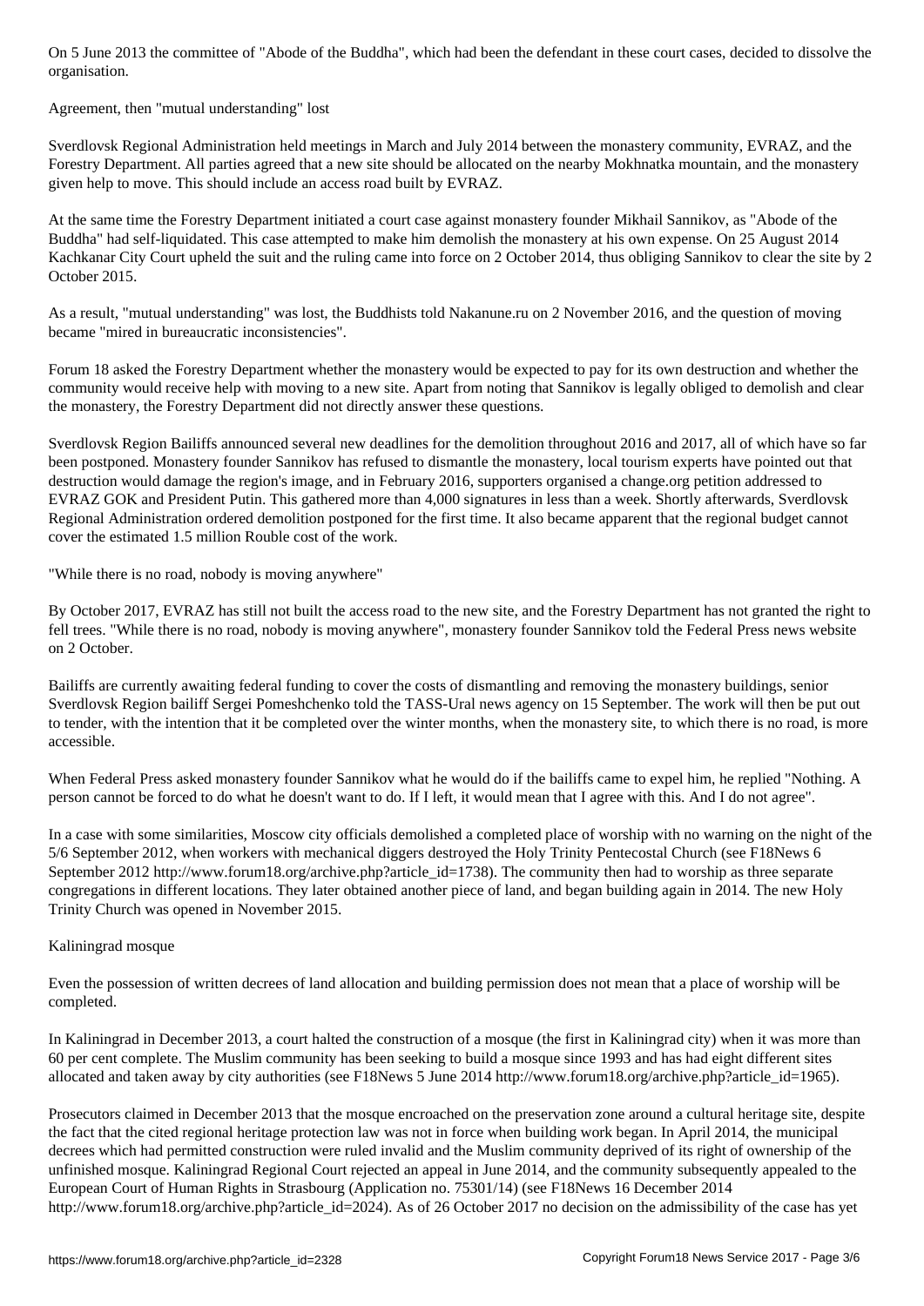On 5 June 2013 the committee of "Abode of the Buddha", which had been the defendant in these court cases, decided to dissolve the organisation.

## Agreement, then "mutual understanding" lost

Sverdlovsk Regional Administration held meetings in March and July 2014 between the monastery community, EVRAZ, and the Forestry Department. All parties agreed that a new site should be allocated on the nearby Mokhnatka mountain, and the monastery given help to move. This should include an access road built by EVRAZ.

At the same time the Forestry Department initiated a court case against monastery founder Mikhail Sannikov, as "Abode of the Buddha" had self-liquidated. This case attempted to make him demolish the monastery at his own expense. On 25 August 2014 Kachkanar City Court upheld the suit and the ruling came into force on 2 October 2014, thus obliging Sannikov to clear the site by 2 October 2015.

As a result, "mutual understanding" was lost, the Buddhists told Nakanune.ru on 2 November 2016, and the question of moving became "mired in bureaucratic inconsistencies".

Forum 18 asked the Forestry Department whether the monastery would be expected to pay for its own destruction and whether the community would receive help with moving to a new site. Apart from noting that Sannikov is legally obliged to demolish and clear the monastery, the Forestry Department did not directly answer these questions.

Sverdlovsk Region Bailiffs announced several new deadlines for the demolition throughout 2016 and 2017, all of which have so far been postponed. Monastery founder Sannikov has refused to dismantle the monastery, local tourism experts have pointed out that destruction would damage the region's image, and in February 2016, supporters organised a change.org petition addressed to EVRAZ GOK and President Putin. This gathered more than 4,000 signatures in less than a week. Shortly afterwards, Sverdlovsk Regional Administration ordered demolition postponed for the first time. It also became apparent that the regional budget cannot cover the estimated 1.5 million Rouble cost of the work.

## "While there is no road, nobody is moving anywhere"

By October 2017, EVRAZ has still not built the access road to the new site, and the Forestry Department has not granted the right to fell trees. "While there is no road, nobody is moving anywhere", monastery founder Sannikov told the Federal Press news website on 2 October.

Bailiffs are currently awaiting federal funding to cover the costs of dismantling and removing the monastery buildings, senior Sverdlovsk Region bailiff Sergei Pomeshchenko told the TASS-Ural news agency on 15 September. The work will then be put out to tender, with the intention that it be completed over the winter months, when the monastery site, to which there is no road, is more accessible.

When Federal Press asked monastery founder Sannikov what he would do if the bailiffs came to expel him, he replied "Nothing. A person cannot be forced to do what he doesn't want to do. If I left, it would mean that I agree with this. And I do not agree".

In a case with some similarities, Moscow city officials demolished a completed place of worship with no warning on the night of the 5/6 September 2012, when workers with mechanical diggers destroyed the Holy Trinity Pentecostal Church (see F18News 6 September 2012 http://www.forum18.org/archive.php?article_id=1738). The community then had to worship as three separate congregations in different locations. They later obtained another piece of land, and began building again in 2014. The new Holy Trinity Church was opened in November 2015.

## Kaliningrad mosque

Even the possession of written decrees of land allocation and building permission does not mean that a place of worship will be completed.

In Kaliningrad in December 2013, a court halted the construction of a mosque (the first in Kaliningrad city) when it was more than 60 per cent complete. The Muslim community has been seeking to build a mosque since 1993 and has had eight different sites allocated and taken away by city authorities (see F18News 5 June 2014 http://www.forum18.org/archive.php?article_id=1965).

Prosecutors claimed in December 2013 that the mosque encroached on the preservation zone around a cultural heritage site, despite the fact that the cited regional heritage protection law was not in force when building work began. In April 2014, the municipal decrees which had permitted construction were ruled invalid and the Muslim community deprived of its right of ownership of the unfinished mosque. Kaliningrad Regional Court rejected an appeal in June 2014, and the community subsequently appealed to the European Court of Human Rights in Strasbourg (Application no. 75301/14) (see F18News 16 December 2014 http://www.forum18.org/archive.php?article_id=2024). As of 26 October 2017 no decision on the admissibility of the case has yet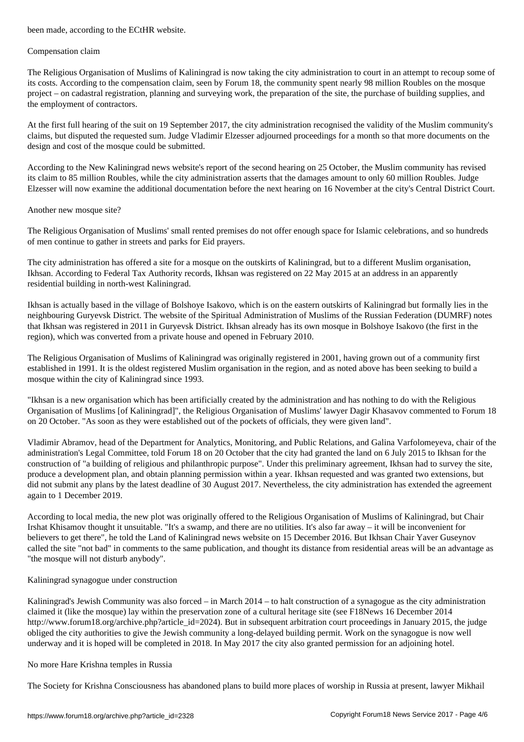been made, according to the ECtHR website.

## Compensation claim

The Religious Organisation of Muslims of Kaliningrad is now taking the city administration to court in an attempt to recoup some of its costs. According to the compensation claim, seen by Forum 18, the community spent nearly 98 million Roubles on the mosque project – on cadastral registration, planning and surveying work, the preparation of the site, the purchase of building supplies, and the employment of contractors.

At the first full hearing of the suit on 19 September 2017, the city administration recognised the validity of the Muslim community's claims, but disputed the requested sum. Judge Vladimir Elzesser adjourned proceedings for a month so that more documents on the design and cost of the mosque could be submitted.

According to the New Kaliningrad news website's report of the second hearing on 25 October, the Muslim community has revised its claim to 85 million Roubles, while the city administration asserts that the damages amount to only 60 million Roubles. Judge Elzesser will now examine the additional documentation before the next hearing on 16 November at the city's Central District Court.

## Another new mosque site?

The Religious Organisation of Muslims' small rented premises do not offer enough space for Islamic celebrations, and so hundreds of men continue to gather in streets and parks for Eid prayers.

The city administration has offered a site for a mosque on the outskirts of Kaliningrad, but to a different Muslim organisation, Ikhsan. According to Federal Tax Authority records, Ikhsan was registered on 22 May 2015 at an address in an apparently residential building in north-west Kaliningrad.

Ikhsan is actually based in the village of Bolshoye Isakovo, which is on the eastern outskirts of Kaliningrad but formally lies in the neighbouring Guryevsk District. The website of the Spiritual Administration of Muslims of the Russian Federation (DUMRF) notes that Ikhsan was registered in 2011 in Guryevsk District. Ikhsan already has its own mosque in Bolshoye Isakovo (the first in the region), which was converted from a private house and opened in February 2010.

The Religious Organisation of Muslims of Kaliningrad was originally registered in 2001, having grown out of a community first established in 1991. It is the oldest registered Muslim organisation in the region, and as noted above has been seeking to build a mosque within the city of Kaliningrad since 1993.

"Ikhsan is a new organisation which has been artificially created by the administration and has nothing to do with the Religious Organisation of Muslims [of Kaliningrad]", the Religious Organisation of Muslims' lawyer Dagir Khasavov commented to Forum 18 on 20 October. "As soon as they were established out of the pockets of officials, they were given land".

Vladimir Abramov, head of the Department for Analytics, Monitoring, and Public Relations, and Galina Varfolomeyeva, chair of the administration's Legal Committee, told Forum 18 on 20 October that the city had granted the land on 6 July 2015 to Ikhsan for the construction of "a building of religious and philanthropic purpose". Under this preliminary agreement, Ikhsan had to survey the site, produce a development plan, and obtain planning permission within a year. Ikhsan requested and was granted two extensions, but did not submit any plans by the latest deadline of 30 August 2017. Nevertheless, the city administration has extended the agreement again to 1 December 2019.

According to local media, the new plot was originally offered to the Religious Organisation of Muslims of Kaliningrad, but Chair Irshat Khisamov thought it unsuitable. "It's a swamp, and there are no utilities. It's also far away – it will be inconvenient for believers to get there", he told the Land of Kaliningrad news website on 15 December 2016. But Ikhsan Chair Yaver Guseynov called the site "not bad" in comments to the same publication, and thought its distance from residential areas will be an advantage as "the mosque will not disturb anybody".

## Kaliningrad synagogue under construction

Kaliningrad's Jewish Community was also forced – in March 2014 – to halt construction of a synagogue as the city administration claimed it (like the mosque) lay within the preservation zone of a cultural heritage site (see F18News 16 December 2014 http://www.forum18.org/archive.php?article_id=2024). But in subsequent arbitration court proceedings in January 2015, the judge obliged the city authorities to give the Jewish community a long-delayed building permit. Work on the synagogue is now well underway and it is hoped will be completed in 2018. In May 2017 the city also granted permission for an adjoining hotel.

## No more Hare Krishna temples in Russia

The Society for Krishna Consciousness has abandoned plans to build more places of worship in Russia at present, lawyer Mikhail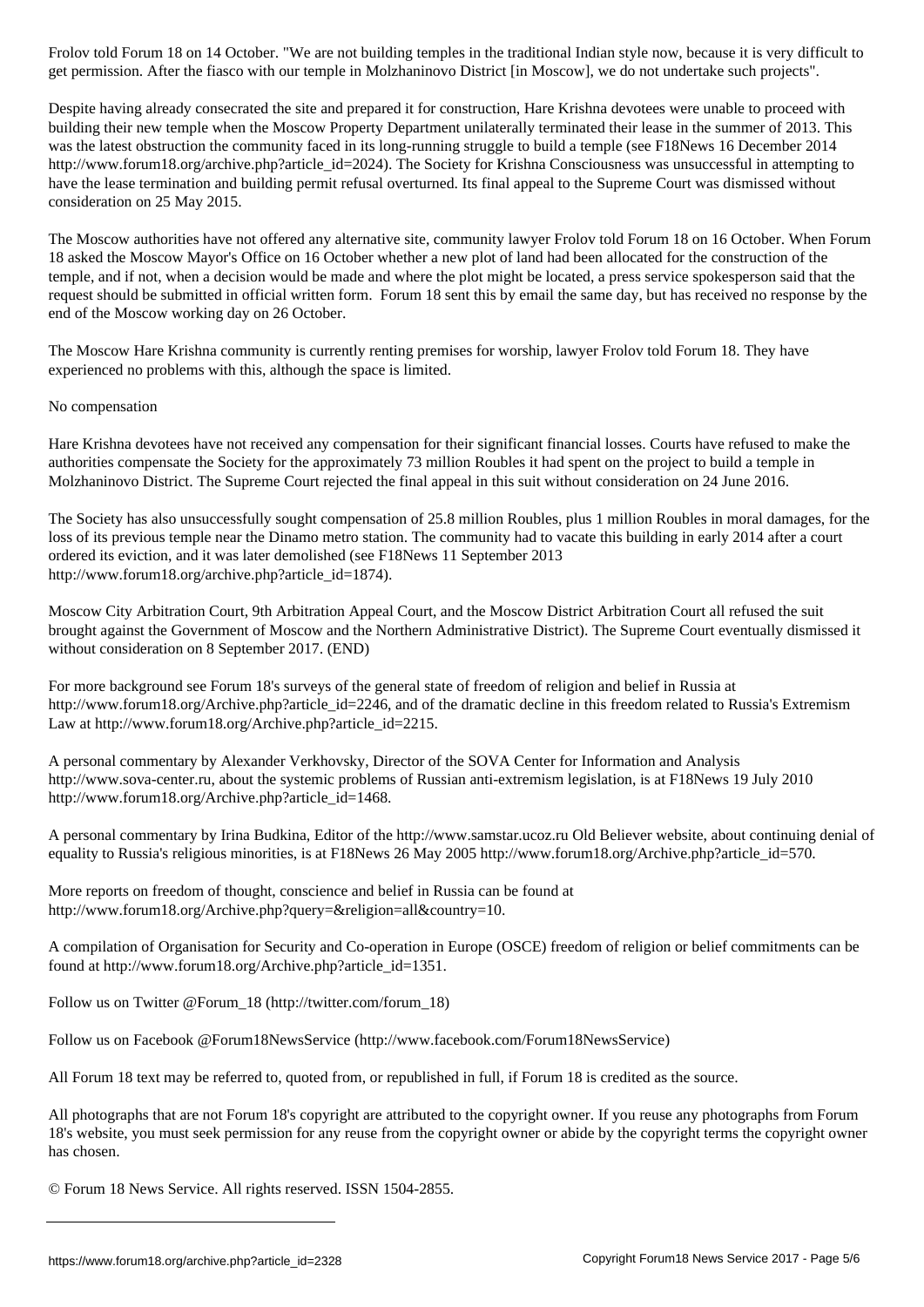Frolov told Forum 18 on 14 October. "We are not building temples in the traditional Indian style now, because it is very difficult to get permission. After the fiasco with our temple in Molzhaninovo District [in Moscow], we do not undertake such projects".

Despite having already consecrated the site and prepared it for construction, Hare Krishna devotees were unable to proceed with building their new temple when the Moscow Property Department unilaterally terminated their lease in the summer of 2013. This was the latest obstruction the community faced in its long-running struggle to build a temple (see F18News 16 December 2014 http://www.forum18.org/archive.php?article_id=2024). The Society for Krishna Consciousness was unsuccessful in attempting to have the lease termination and building permit refusal overturned. Its final appeal to the Supreme Court was dismissed without consideration on 25 May 2015.

The Moscow authorities have not offered any alternative site, community lawyer Frolov told Forum 18 on 16 October. When Forum 18 asked the Moscow Mayor's Office on 16 October whether a new plot of land had been allocated for the construction of the temple, and if not, when a decision would be made and where the plot might be located, a press service spokesperson said that the request should be submitted in official written form. Forum 18 sent this by email the same day, but has received no response by the end of the Moscow working day on 26 October.

The Moscow Hare Krishna community is currently renting premises for worship, lawyer Frolov told Forum 18. They have experienced no problems with this, although the space is limited.

No compensation

Hare Krishna devotees have not received any compensation for their significant financial losses. Courts have refused to make the authorities compensate the Society for the approximately 73 million Roubles it had spent on the project to build a temple in Molzhaninovo District. The Supreme Court rejected the final appeal in this suit without consideration on 24 June 2016.

The Society has also unsuccessfully sought compensation of 25.8 million Roubles, plus 1 million Roubles in moral damages, for the loss of its previous temple near the Dinamo metro station. The community had to vacate this building in early 2014 after a court ordered its eviction, and it was later demolished (see F18News 11 September 2013 http://www.forum18.org/archive.php?article_id=1874).

Moscow City Arbitration Court, 9th Arbitration Appeal Court, and the Moscow District Arbitration Court all refused the suit brought against the Government of Moscow and the Northern Administrative District). The Supreme Court eventually dismissed it without consideration on 8 September 2017. (END)

For more background see Forum 18's surveys of the general state of freedom of religion and belief in Russia at http://www.forum18.org/Archive.php?article_id=2246, and of the dramatic decline in this freedom related to Russia's Extremism Law at http://www.forum18.org/Archive.php?article_id=2215.

A personal commentary by Alexander Verkhovsky, Director of the SOVA Center for Information and Analysis http://www.sova-center.ru, about the systemic problems of Russian anti-extremism legislation, is at F18News 19 July 2010 http://www.forum18.org/Archive.php?article_id=1468.

A personal commentary by Irina Budkina, Editor of the http://www.samstar.ucoz.ru Old Believer website, about continuing denial of equality to Russia's religious minorities, is at F18News 26 May 2005 http://www.forum18.org/Archive.php?article_id=570.

More reports on freedom of thought, conscience and belief in Russia can be found at http://www.forum18.org/Archive.php?query=&religion=all&country=10.

A compilation of Organisation for Security and Co-operation in Europe (OSCE) freedom of religion or belief commitments can be found at http://www.forum18.org/Archive.php?article_id=1351.

Follow us on Twitter @Forum_18 (http://twitter.com/forum_18)

Follow us on Facebook @Forum18NewsService (http://www.facebook.com/Forum18NewsService)

All Forum 18 text may be referred to, quoted from, or republished in full, if Forum 18 is credited as the source.

All photographs that are not Forum 18's copyright are attributed to the copyright owner. If you reuse any photographs from Forum 18's website, you must seek permission for any reuse from the copyright owner or abide by the copyright terms the copyright owner has chosen.

© Forum 18 News Service. All rights reserved. ISSN 1504-2855.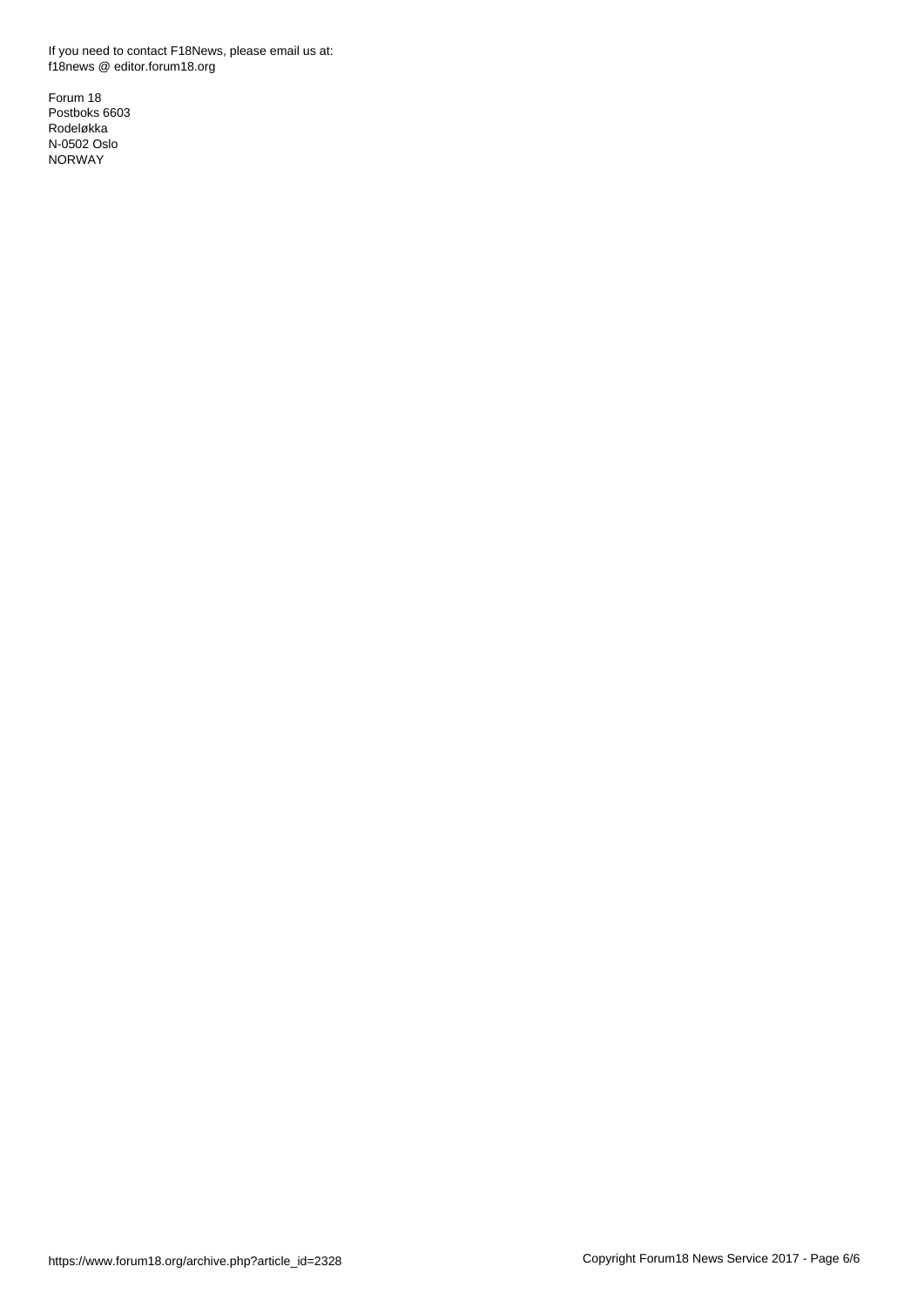If you need to contact F18News, please email us at:
f18news @ editor.forum18.org

Forum 18
Postboks 6603
Rodeløkka
N-0502 Oslo
NORWAY